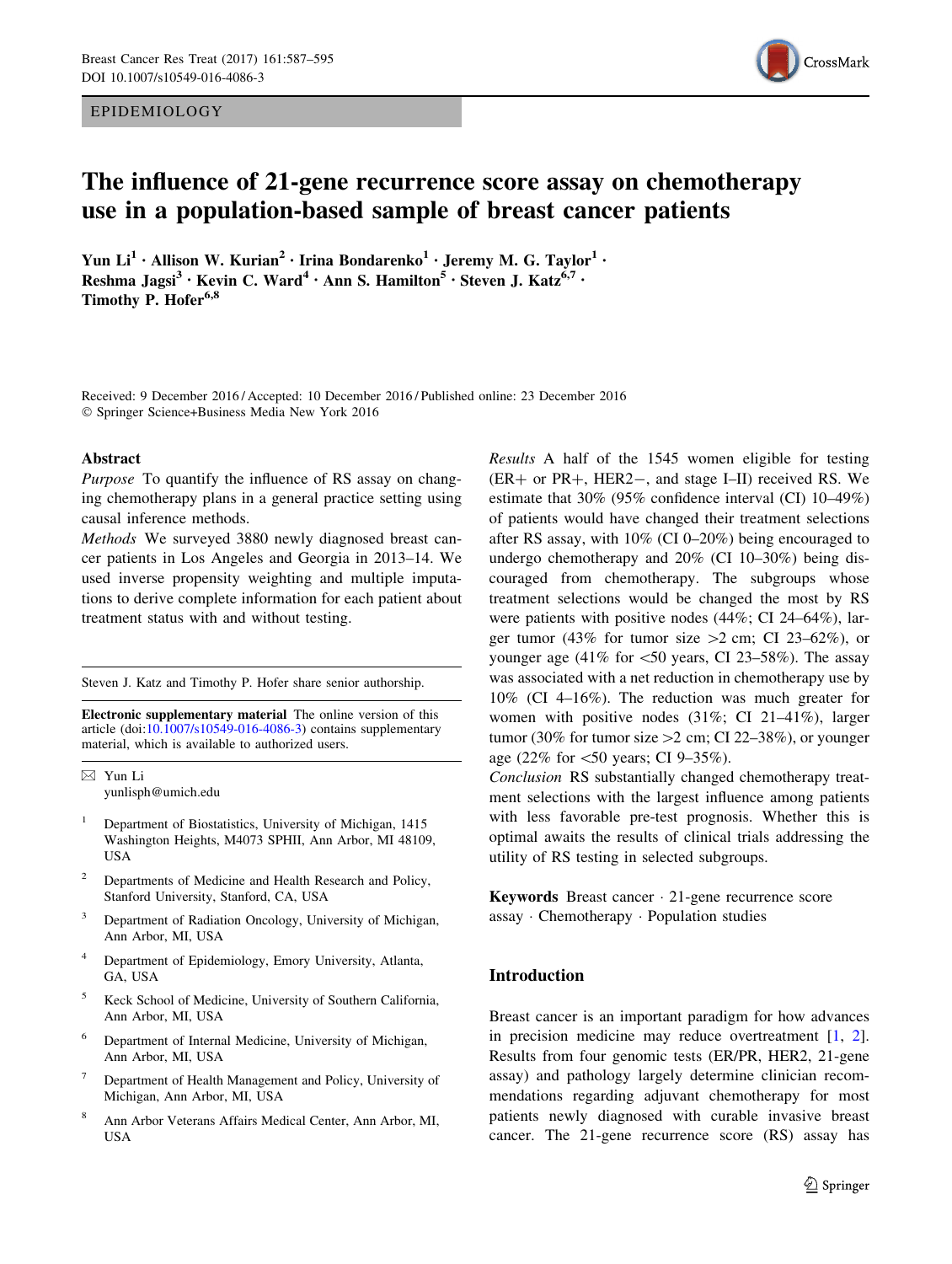EPIDEMIOLOGY

# The influence of 21-gene recurrence score assay on chemotherapy use in a population-based sample of breast cancer patients

**Yun Li[1] · Allison W. Kurian[2] · Irina Bondarenko[1] · Jeremy M. G. Taylor[1] · Reshma Jagsi[3] · Kevin C. Ward[4] · Ann S. Hamilton[5] · Steven J. Katz[6,7] · Timothy P. Hofer[6,8]**

Received: 9 December 2016 / Accepted: 10 December 2016 / Published online: 23 December 2016
© Springer Science+Business Media New York 2016

## Abstract

*Purpose* To quantify the influence of RS assay on changing chemotherapy plans in a general practice setting using causal inference methods.

*Methods* We surveyed 3880 newly diagnosed breast cancer patients in Los Angeles and Georgia in 2013–14. We used inverse propensity weighting and multiple imputations to derive complete information for each patient about treatment status with and without testing.

*Results* A half of the 1545 women eligible for testing (ER+ or PR+, HER2−, and stage I–II) received RS. We estimate that 30% (95% confidence interval (CI) 10–49%) of patients would have changed their treatment selections after RS assay, with 10% (CI 0–20%) being encouraged to undergo chemotherapy and 20% (CI 10–30%) being discouraged from chemotherapy. The subgroups whose treatment selections would be changed the most by RS were patients with positive nodes (44%; CI 24–64%), larger tumor (43% for tumor size >2 cm; CI 23–62%), or younger age (41% for <50 years, CI 23–58%). The assay was associated with a net reduction in chemotherapy use by 10% (CI 4–16%). The reduction was much greater for women with positive nodes (31%; CI 21–41%), larger tumor (30% for tumor size >2 cm; CI 22–38%), or younger age (22% for <50 years; CI 9–35%).

*Conclusion* RS substantially changed chemotherapy treatment selections with the largest influence among patients with less favorable pre-test prognosis. Whether this is optimal awaits the results of clinical trials addressing the utility of RS testing in selected subgroups.

**Keywords** Breast cancer · 21-gene recurrence score assay · Chemotherapy · Population studies

Steven J. Katz and Timothy P. Hofer share senior authorship.

**Electronic supplementary material** The online version of this article (doi:10.1007/s10549-016-4086-3) contains supplementary material, which is available to authorized users.

✉ Yun Li
yunlisph@umich.edu

1 Department of Biostatistics, University of Michigan, 1415 Washington Heights, M4073 SPHII, Ann Arbor, MI 48109, USA

2 Departments of Medicine and Health Research and Policy, Stanford University, Stanford, CA, USA

3 Department of Radiation Oncology, University of Michigan, Ann Arbor, MI, USA

4 Department of Epidemiology, Emory University, Atlanta, GA, USA

5 Keck School of Medicine, University of Southern California, Ann Arbor, MI, USA

6 Department of Internal Medicine, University of Michigan, Ann Arbor, MI, USA

7 Department of Health Management and Policy, University of Michigan, Ann Arbor, MI, USA

8 Ann Arbor Veterans Affairs Medical Center, Ann Arbor, MI, USA

## Introduction

Breast cancer is an important paradigm for how advances in precision medicine may reduce overtreatment [1, 2]. Results from four genomic tests (ER/PR, HER2, 21-gene assay) and pathology largely determine clinician recommendations regarding adjuvant chemotherapy for most patients newly diagnosed with curable invasive breast cancer. The 21-gene recurrence score (RS) assay has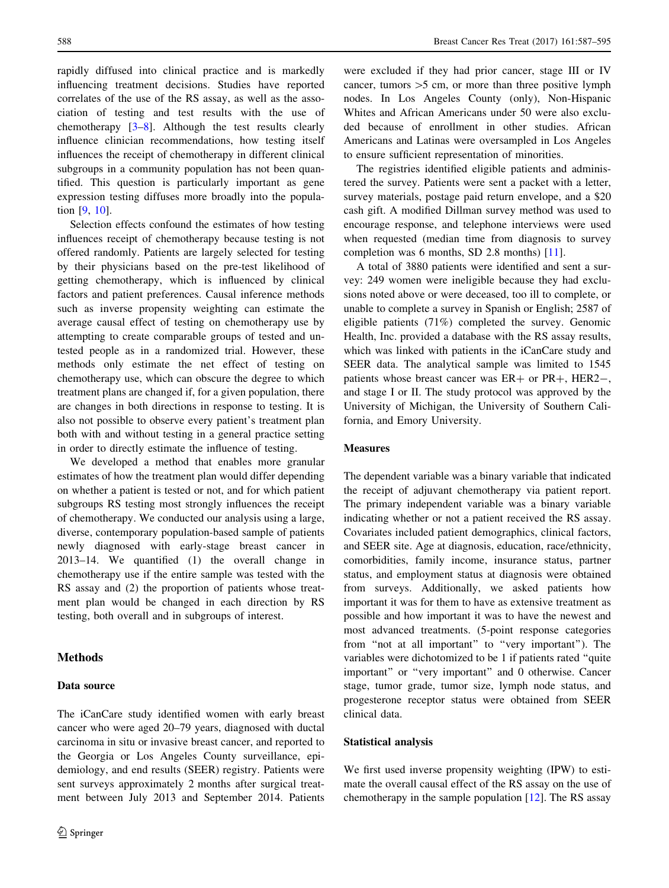rapidly diffused into clinical practice and is markedly influencing treatment decisions. Studies have reported correlates of the use of the RS assay, as well as the association of testing and test results with the use of chemotherapy [3–8]. Although the test results clearly influence clinician recommendations, how testing itself influences the receipt of chemotherapy in different clinical subgroups in a community population has not been quantified. This question is particularly important as gene expression testing diffuses more broadly into the population [9, 10].

Selection effects confound the estimates of how testing influences receipt of chemotherapy because testing is not offered randomly. Patients are largely selected for testing by their physicians based on the pre-test likelihood of getting chemotherapy, which is influenced by clinical factors and patient preferences. Causal inference methods such as inverse propensity weighting can estimate the average causal effect of testing on chemotherapy use by attempting to create comparable groups of tested and untested people as in a randomized trial. However, these methods only estimate the net effect of testing on chemotherapy use, which can obscure the degree to which treatment plans are changed if, for a given population, there are changes in both directions in response to testing. It is also not possible to observe every patient's treatment plan both with and without testing in a general practice setting in order to directly estimate the influence of testing.

We developed a method that enables more granular estimates of how the treatment plan would differ depending on whether a patient is tested or not, and for which patient subgroups RS testing most strongly influences the receipt of chemotherapy. We conducted our analysis using a large, diverse, contemporary population-based sample of patients newly diagnosed with early-stage breast cancer in 2013–14. We quantified (1) the overall change in chemotherapy use if the entire sample was tested with the RS assay and (2) the proportion of patients whose treatment plan would be changed in each direction by RS testing, both overall and in subgroups of interest.

## Methods

### Data source

The iCanCare study identified women with early breast cancer who were aged 20–79 years, diagnosed with ductal carcinoma in situ or invasive breast cancer, and reported to the Georgia or Los Angeles County surveillance, epidemiology, and end results (SEER) registry. Patients were sent surveys approximately 2 months after surgical treatment between July 2013 and September 2014. Patients were excluded if they had prior cancer, stage III or IV cancer, tumors >5 cm, or more than three positive lymph nodes. In Los Angeles County (only), Non-Hispanic Whites and African Americans under 50 were also excluded because of enrollment in other studies. African Americans and Latinas were oversampled in Los Angeles to ensure sufficient representation of minorities.

The registries identified eligible patients and administered the survey. Patients were sent a packet with a letter, survey materials, postage paid return envelope, and a $20 cash gift. A modified Dillman survey method was used to encourage response, and telephone interviews were used when requested (median time from diagnosis to survey completion was 6 months, SD 2.8 months) [11].

A total of 3880 patients were identified and sent a survey: 249 women were ineligible because they had exclusions noted above or were deceased, too ill to complete, or unable to complete a survey in Spanish or English; 2587 of eligible patients (71%) completed the survey. Genomic Health, Inc. provided a database with the RS assay results, which was linked with patients in the iCanCare study and SEER data. The analytical sample was limited to 1545 patients whose breast cancer was ER+ or PR+, HER2−, and stage I or II. The study protocol was approved by the University of Michigan, the University of Southern California, and Emory University.

### Measures

The dependent variable was a binary variable that indicated the receipt of adjuvant chemotherapy via patient report. The primary independent variable was a binary variable indicating whether or not a patient received the RS assay. Covariates included patient demographics, clinical factors, and SEER site. Age at diagnosis, education, race/ethnicity, comorbidities, family income, insurance status, partner status, and employment status at diagnosis were obtained from surveys. Additionally, we asked patients how important it was for them to have as extensive treatment as possible and how important it was to have the newest and most advanced treatments. (5-point response categories from "not at all important" to "very important"). The variables were dichotomized to be 1 if patients rated "quite important" or "very important" and 0 otherwise. Cancer stage, tumor grade, tumor size, lymph node status, and progesterone receptor status were obtained from SEER clinical data.

### Statistical analysis

We first used inverse propensity weighting (IPW) to estimate the overall causal effect of the RS assay on the use of chemotherapy in the sample population [12]. The RS assay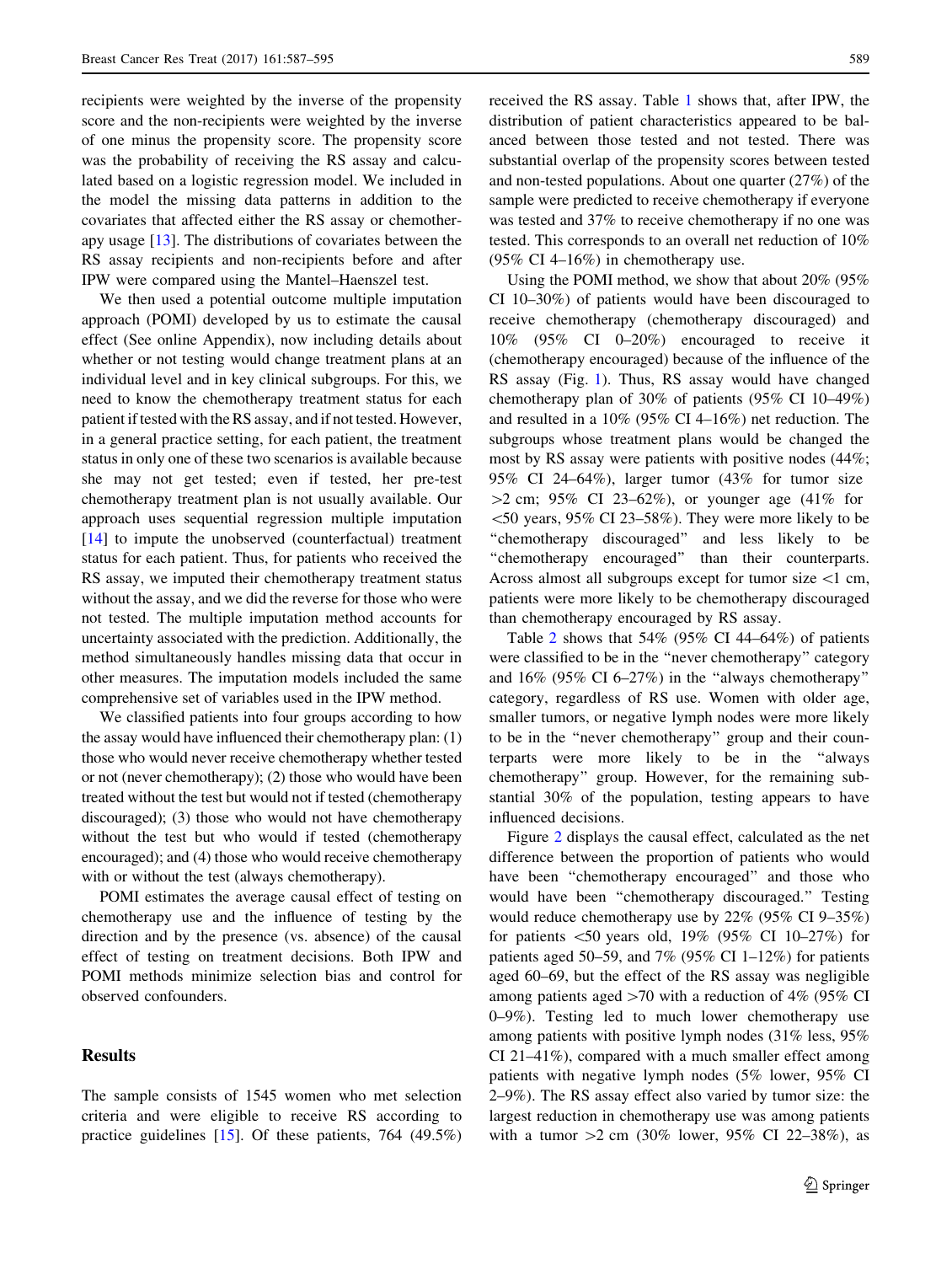recipients were weighted by the inverse of the propensity score and the non-recipients were weighted by the inverse of one minus the propensity score. The propensity score was the probability of receiving the RS assay and calculated based on a logistic regression model. We included in the model the missing data patterns in addition to the covariates that affected either the RS assay or chemotherapy usage [13]. The distributions of covariates between the RS assay recipients and non-recipients before and after IPW were compared using the Mantel–Haenszel test.

We then used a potential outcome multiple imputation approach (POMI) developed by us to estimate the causal effect (See online Appendix), now including details about whether or not testing would change treatment plans at an individual level and in key clinical subgroups. For this, we need to know the chemotherapy treatment status for each patient if tested with the RS assay, and if not tested. However, in a general practice setting, for each patient, the treatment status in only one of these two scenarios is available because she may not get tested; even if tested, her pre-test chemotherapy treatment plan is not usually available. Our approach uses sequential regression multiple imputation [14] to impute the unobserved (counterfactual) treatment status for each patient. Thus, for patients who received the RS assay, we imputed their chemotherapy treatment status without the assay, and we did the reverse for those who were not tested. The multiple imputation method accounts for uncertainty associated with the prediction. Additionally, the method simultaneously handles missing data that occur in other measures. The imputation models included the same comprehensive set of variables used in the IPW method.

We classified patients into four groups according to how the assay would have influenced their chemotherapy plan: (1) those who would never receive chemotherapy whether tested or not (never chemotherapy); (2) those who would have been treated without the test but would not if tested (chemotherapy discouraged); (3) those who would not have chemotherapy without the test but who would if tested (chemotherapy encouraged); and (4) those who would receive chemotherapy with or without the test (always chemotherapy).

POMI estimates the average causal effect of testing on chemotherapy use and the influence of testing by the direction and by the presence (vs. absence) of the causal effect of testing on treatment decisions. Both IPW and POMI methods minimize selection bias and control for observed confounders.

## Results

The sample consists of 1545 women who met selection criteria and were eligible to receive RS according to practice guidelines [15]. Of these patients, 764 (49.5%) received the RS assay. Table 1 shows that, after IPW, the distribution of patient characteristics appeared to be balanced between those tested and not tested. There was substantial overlap of the propensity scores between tested and non-tested populations. About one quarter (27%) of the sample were predicted to receive chemotherapy if everyone was tested and 37% to receive chemotherapy if no one was tested. This corresponds to an overall net reduction of 10% (95% CI 4–16%) in chemotherapy use.

Using the POMI method, we show that about 20% (95% CI 10–30%) of patients would have been discouraged to receive chemotherapy (chemotherapy discouraged) and 10% (95% CI 0–20%) encouraged to receive it (chemotherapy encouraged) because of the influence of the RS assay (Fig. 1). Thus, RS assay would have changed chemotherapy plan of 30% of patients (95% CI 10–49%) and resulted in a 10% (95% CI 4–16%) net reduction. The subgroups whose treatment plans would be changed the most by RS assay were patients with positive nodes (44%; 95% CI 24–64%), larger tumor (43% for tumor size >2 cm; 95% CI 23–62%), or younger age (41% for <50 years, 95% CI 23–58%). They were more likely to be "chemotherapy discouraged" and less likely to be "chemotherapy encouraged" than their counterparts. Across almost all subgroups except for tumor size <1 cm, patients were more likely to be chemotherapy discouraged than chemotherapy encouraged by RS assay.

Table 2 shows that 54% (95% CI 44–64%) of patients were classified to be in the "never chemotherapy" category and 16% (95% CI 6–27%) in the "always chemotherapy" category, regardless of RS use. Women with older age, smaller tumors, or negative lymph nodes were more likely to be in the "never chemotherapy" group and their counterparts were more likely to be in the "always chemotherapy" group. However, for the remaining substantial 30% of the population, testing appears to have influenced decisions.

Figure 2 displays the causal effect, calculated as the net difference between the proportion of patients who would have been "chemotherapy encouraged" and those who would have been "chemotherapy discouraged." Testing would reduce chemotherapy use by 22% (95% CI 9–35%) for patients <50 years old, 19% (95% CI 10–27%) for patients aged 50–59, and 7% (95% CI 1–12%) for patients aged 60–69, but the effect of the RS assay was negligible among patients aged >70 with a reduction of 4% (95% CI 0–9%). Testing led to much lower chemotherapy use among patients with positive lymph nodes (31% less, 95% CI 21–41%), compared with a much smaller effect among patients with negative lymph nodes (5% lower, 95% CI 2–9%). The RS assay effect also varied by tumor size: the largest reduction in chemotherapy use was among patients with a tumor >2 cm (30% lower, 95% CI 22–38%), as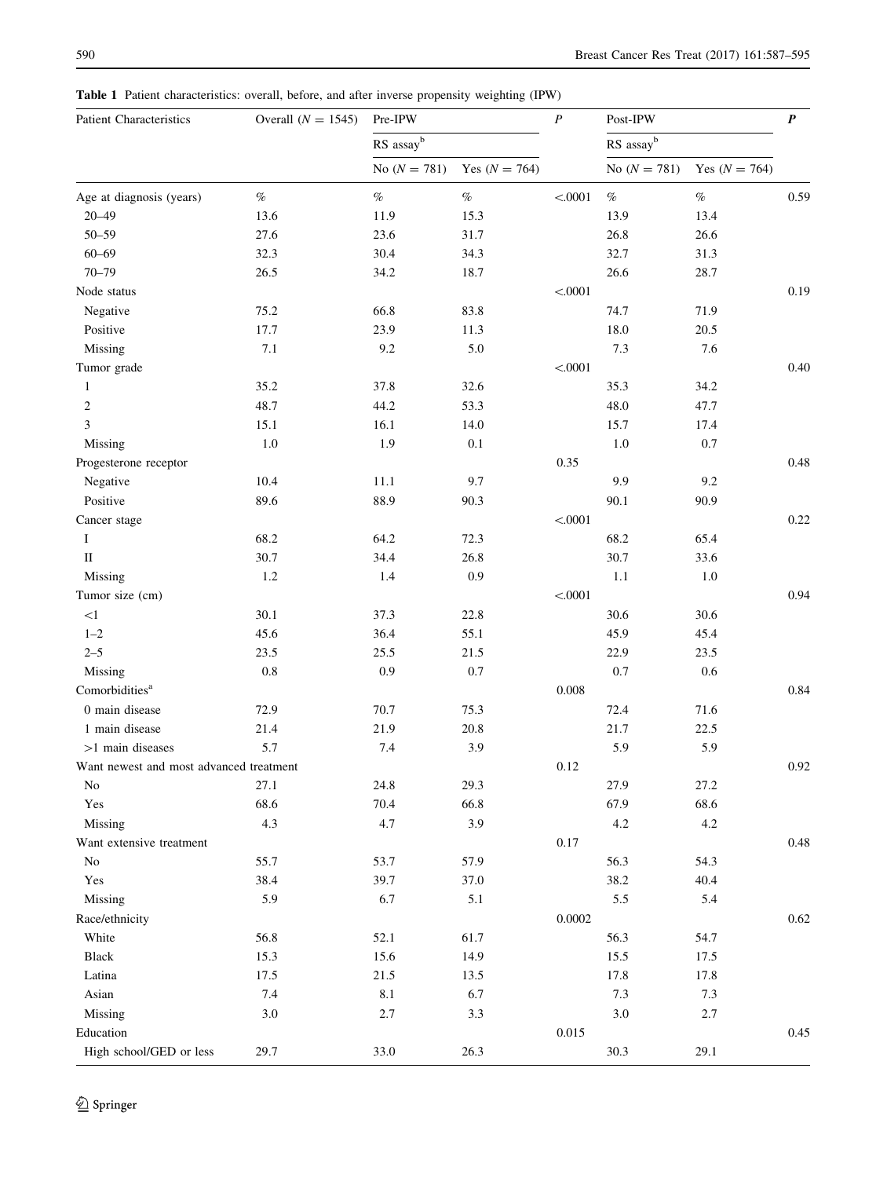**Table 1** Patient characteristics: overall, before, and after inverse propensity weighting (IPW)

| Patient Characteristics | Overall ($N = 1545$) | Pre-IPW | | $P$ | Post-IPW | | $P$ |
|---|---|---|---|---|---|---|---|
| | | RS assay[b] | | | RS assay[b] | | |
| | | No ($N = 781$) | Yes ($N = 764$) | | No ($N = 781$) | Yes ($N = 764$) | |
| Age at diagnosis (years) | % | % | % | <.0001 | % | % | 0.59 |
| 20–49 | 13.6 | 11.9 | 15.3 | | 13.9 | 13.4 | |
| 50–59 | 27.6 | 23.6 | 31.7 | | 26.8 | 26.6 | |
| 60–69 | 32.3 | 30.4 | 34.3 | | 32.7 | 31.3 | |
| 70–79 | 26.5 | 34.2 | 18.7 | | 26.6 | 28.7 | |
| Node status | | | | <.0001 | | | 0.19 |
| Negative | 75.2 | 66.8 | 83.8 | | 74.7 | 71.9 | |
| Positive | 17.7 | 23.9 | 11.3 | | 18.0 | 20.5 | |
| Missing | 7.1 | 9.2 | 5.0 | | 7.3 | 7.6 | |
| Tumor grade | | | | <.0001 | | | 0.40 |
| 1 | 35.2 | 37.8 | 32.6 | | 35.3 | 34.2 | |
| 2 | 48.7 | 44.2 | 53.3 | | 48.0 | 47.7 | |
| 3 | 15.1 | 16.1 | 14.0 | | 15.7 | 17.4 | |
| Missing | 1.0 | 1.9 | 0.1 | | 1.0 | 0.7 | |
| Progesterone receptor | | | | 0.35 | | | 0.48 |
| Negative | 10.4 | 11.1 | 9.7 | | 9.9 | 9.2 | |
| Positive | 89.6 | 88.9 | 90.3 | | 90.1 | 90.9 | |
| Cancer stage | | | | <.0001 | | | 0.22 |
| I | 68.2 | 64.2 | 72.3 | | 68.2 | 65.4 | |
| II | 30.7 | 34.4 | 26.8 | | 30.7 | 33.6 | |
| Missing | 1.2 | 1.4 | 0.9 | | 1.1 | 1.0 | |
| Tumor size (cm) | | | | <.0001 | | | 0.94 |
| <1 | 30.1 | 37.3 | 22.8 | | 30.6 | 30.6 | |
| 1–2 | 45.6 | 36.4 | 55.1 | | 45.9 | 45.4 | |
| 2–5 | 23.5 | 25.5 | 21.5 | | 22.9 | 23.5 | |
| Missing | 0.8 | 0.9 | 0.7 | | 0.7 | 0.6 | |
| Comorbidities[a] | | | | 0.008 | | | 0.84 |
| 0 main disease | 72.9 | 70.7 | 75.3 | | 72.4 | 71.6 | |
| 1 main disease | 21.4 | 21.9 | 20.8 | | 21.7 | 22.5 | |
| >1 main diseases | 5.7 | 7.4 | 3.9 | | 5.9 | 5.9 | |
| Want newest and most advanced treatment | | | | 0.12 | | | 0.92 |
| No | 27.1 | 24.8 | 29.3 | | 27.9 | 27.2 | |
| Yes | 68.6 | 70.4 | 66.8 | | 67.9 | 68.6 | |
| Missing | 4.3 | 4.7 | 3.9 | | 4.2 | 4.2 | |
| Want extensive treatment | | | | 0.17 | | | 0.48 |
| No | 55.7 | 53.7 | 57.9 | | 56.3 | 54.3 | |
| Yes | 38.4 | 39.7 | 37.0 | | 38.2 | 40.4 | |
| Missing | 5.9 | 6.7 | 5.1 | | 5.5 | 5.4 | |
| Race/ethnicity | | | | 0.0002 | | | 0.62 |
| White | 56.8 | 52.1 | 61.7 | | 56.3 | 54.7 | |
| Black | 15.3 | 15.6 | 14.9 | | 15.5 | 17.5 | |
| Latina | 17.5 | 21.5 | 13.5 | | 17.8 | 17.8 | |
| Asian | 7.4 | 8.1 | 6.7 | | 7.3 | 7.3 | |
| Missing | 3.0 | 2.7 | 3.3 | | 3.0 | 2.7 | |
| Education | | | | 0.015 | | | 0.45 |
| High school/GED or less | 29.7 | 33.0 | 26.3 | | 30.3 | 29.1 | |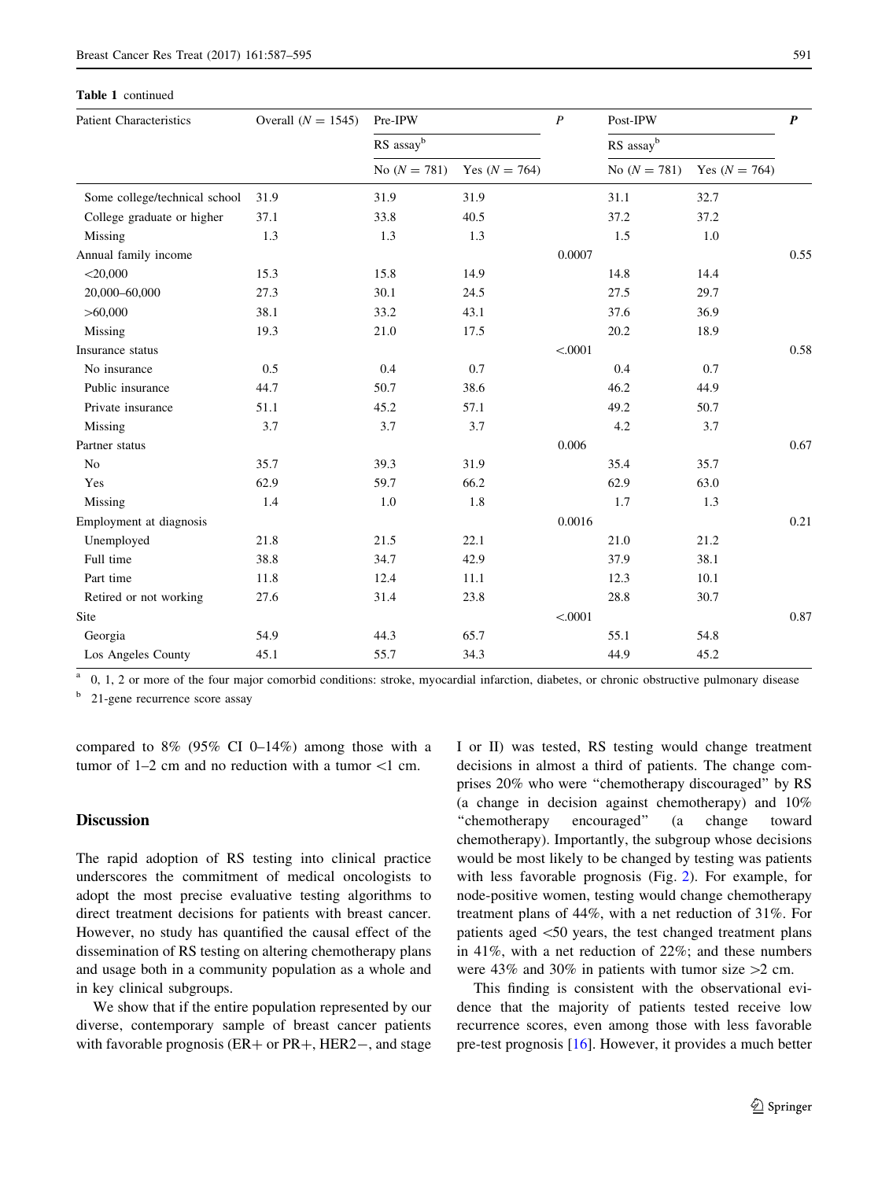**Table 1** continued

| Patient Characteristics | Overall (N = 1545) | Pre-IPW | | P | Post-IPW | | P |
|---|---|---|---|---|---|---|---|
| | | RS assay[b] | | | RS assay[b] | | |
| | | No (N = 781) | Yes (N = 764) | | No (N = 781) | Yes (N = 764) | |
| Some college/technical school | 31.9 | 31.9 | 31.9 | | 31.1 | 32.7 | |
| College graduate or higher | 37.1 | 33.8 | 40.5 | | 37.2 | 37.2 | |
| Missing | 1.3 | 1.3 | 1.3 | | 1.5 | 1.0 | |
| Annual family income | | | | 0.0007 | | | 0.55 |
| <20,000 | 15.3 | 15.8 | 14.9 | | 14.8 | 14.4 | |
| 20,000–60,000 | 27.3 | 30.1 | 24.5 | | 27.5 | 29.7 | |
| >60,000 | 38.1 | 33.2 | 43.1 | | 37.6 | 36.9 | |
| Missing | 19.3 | 21.0 | 17.5 | | 20.2 | 18.9 | |
| Insurance status | | | | <.0001 | | | 0.58 |
| No insurance | 0.5 | 0.4 | 0.7 | | 0.4 | 0.7 | |
| Public insurance | 44.7 | 50.7 | 38.6 | | 46.2 | 44.9 | |
| Private insurance | 51.1 | 45.2 | 57.1 | | 49.2 | 50.7 | |
| Missing | 3.7 | 3.7 | 3.7 | | 4.2 | 3.7 | |
| Partner status | | | | 0.006 | | | 0.67 |
| No | 35.7 | 39.3 | 31.9 | | 35.4 | 35.7 | |
| Yes | 62.9 | 59.7 | 66.2 | | 62.9 | 63.0 | |
| Missing | 1.4 | 1.0 | 1.8 | | 1.7 | 1.3 | |
| Employment at diagnosis | | | | 0.0016 | | | 0.21 |
| Unemployed | 21.8 | 21.5 | 22.1 | | 21.0 | 21.2 | |
| Full time | 38.8 | 34.7 | 42.9 | | 37.9 | 38.1 | |
| Part time | 11.8 | 12.4 | 11.1 | | 12.3 | 10.1 | |
| Retired or not working | 27.6 | 31.4 | 23.8 | | 28.8 | 30.7 | |
| Site | | | | <.0001 | | | 0.87 |
| Georgia | 54.9 | 44.3 | 65.7 | | 55.1 | 54.8 | |
| Los Angeles County | 45.1 | 55.7 | 34.3 | | 44.9 | 45.2 | |

[a] 0, 1, 2 or more of the four major comorbid conditions: stroke, myocardial infarction, diabetes, or chronic obstructive pulmonary disease

[b] 21-gene recurrence score assay

compared to 8% (95% CI 0–14%) among those with a tumor of 1–2 cm and no reduction with a tumor <1 cm.

## Discussion

The rapid adoption of RS testing into clinical practice underscores the commitment of medical oncologists to adopt the most precise evaluative testing algorithms to direct treatment decisions for patients with breast cancer. However, no study has quantified the causal effect of the dissemination of RS testing on altering chemotherapy plans and usage both in a community population as a whole and in key clinical subgroups.

We show that if the entire population represented by our diverse, contemporary sample of breast cancer patients with favorable prognosis (ER+ or PR+, HER2−, and stage I or II) was tested, RS testing would change treatment decisions in almost a third of patients. The change comprises 20% who were "chemotherapy discouraged" by RS (a change in decision against chemotherapy) and 10% "chemotherapy encouraged" (a change toward chemotherapy). Importantly, the subgroup whose decisions would be most likely to be changed by testing was patients with less favorable prognosis (Fig. 2). For example, for node-positive women, testing would change chemotherapy treatment plans of 44%, with a net reduction of 31%. For patients aged <50 years, the test changed treatment plans in 41%, with a net reduction of 22%; and these numbers were 43% and 30% in patients with tumor size >2 cm.

This finding is consistent with the observational evidence that the majority of patients tested receive low recurrence scores, even among those with less favorable pre-test prognosis [16]. However, it provides a much better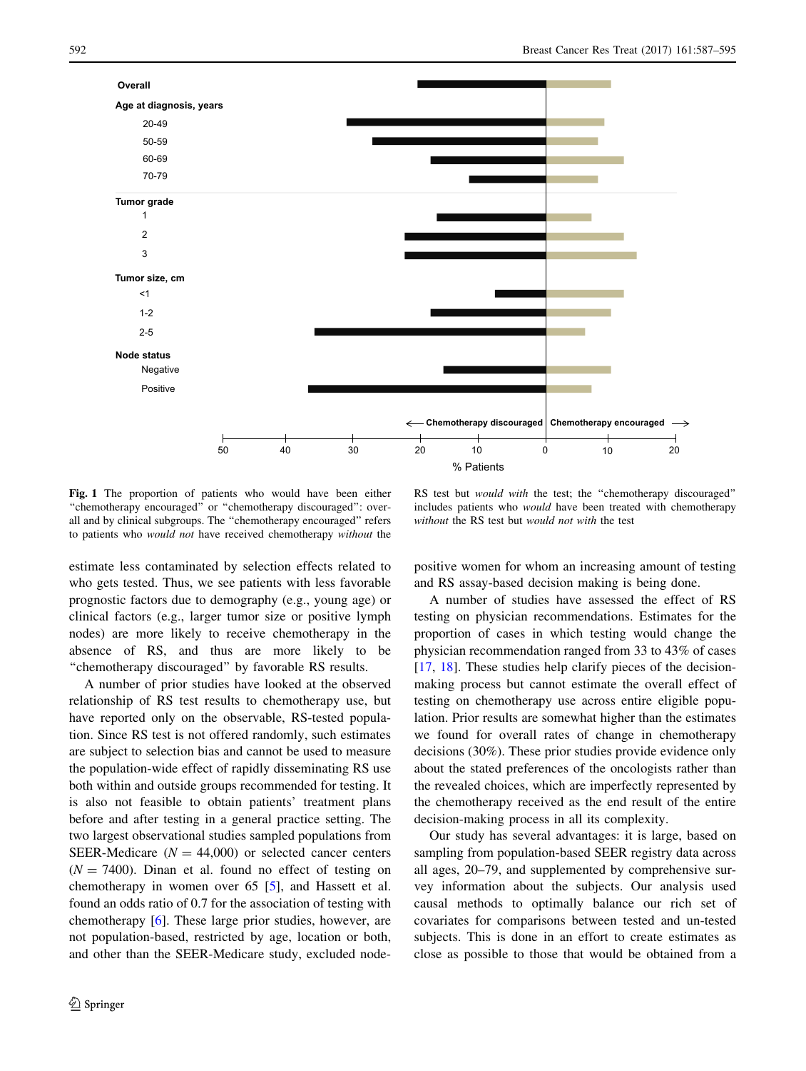**Fig. 1** The proportion of patients who would have been either "chemotherapy encouraged" or "chemotherapy discouraged": overall and by clinical subgroups. The "chemotherapy encouraged" refers to patients who *would not* have received chemotherapy *without* the RS test but *would with* the test; the "chemotherapy discouraged" includes patients who *would* have been treated with chemotherapy *without* the RS test but *would not with* the test

estimate less contaminated by selection effects related to who gets tested. Thus, we see patients with less favorable prognostic factors due to demography (e.g., young age) or clinical factors (e.g., larger tumor size or positive lymph nodes) are more likely to receive chemotherapy in the absence of RS, and thus are more likely to be "chemotherapy discouraged" by favorable RS results.

A number of prior studies have looked at the observed relationship of RS test results to chemotherapy use, but have reported only on the observable, RS-tested population. Since RS test is not offered randomly, such estimates are subject to selection bias and cannot be used to measure the population-wide effect of rapidly disseminating RS use both within and outside groups recommended for testing. It is also not feasible to obtain patients' treatment plans before and after testing in a general practice setting. The two largest observational studies sampled populations from SEER-Medicare ($N = 44{,}000$) or selected cancer centers ($N = 7400$). Dinan et al. found no effect of testing on chemotherapy in women over 65 [5], and Hassett et al. found an odds ratio of 0.7 for the association of testing with chemotherapy [6]. These large prior studies, however, are not population-based, restricted by age, location or both, and other than the SEER-Medicare study, excluded node-positive women for whom an increasing amount of testing and RS assay-based decision making is being done.

A number of studies have assessed the effect of RS testing on physician recommendations. Estimates for the proportion of cases in which testing would change the physician recommendation ranged from 33 to 43% of cases [17, 18]. These studies help clarify pieces of the decision-making process but cannot estimate the overall effect of testing on chemotherapy use across entire eligible population. Prior results are somewhat higher than the estimates we found for overall rates of change in chemotherapy decisions (30%). These prior studies provide evidence only about the stated preferences of the oncologists rather than the revealed choices, which are imperfectly represented by the chemotherapy received as the end result of the entire decision-making process in all its complexity.

Our study has several advantages: it is large, based on sampling from population-based SEER registry data across all ages, 20–79, and supplemented by comprehensive survey information about the subjects. Our analysis used causal methods to optimally balance our rich set of covariates for comparisons between tested and un-tested subjects. This is done in an effort to create estimates as close as possible to those that would be obtained from a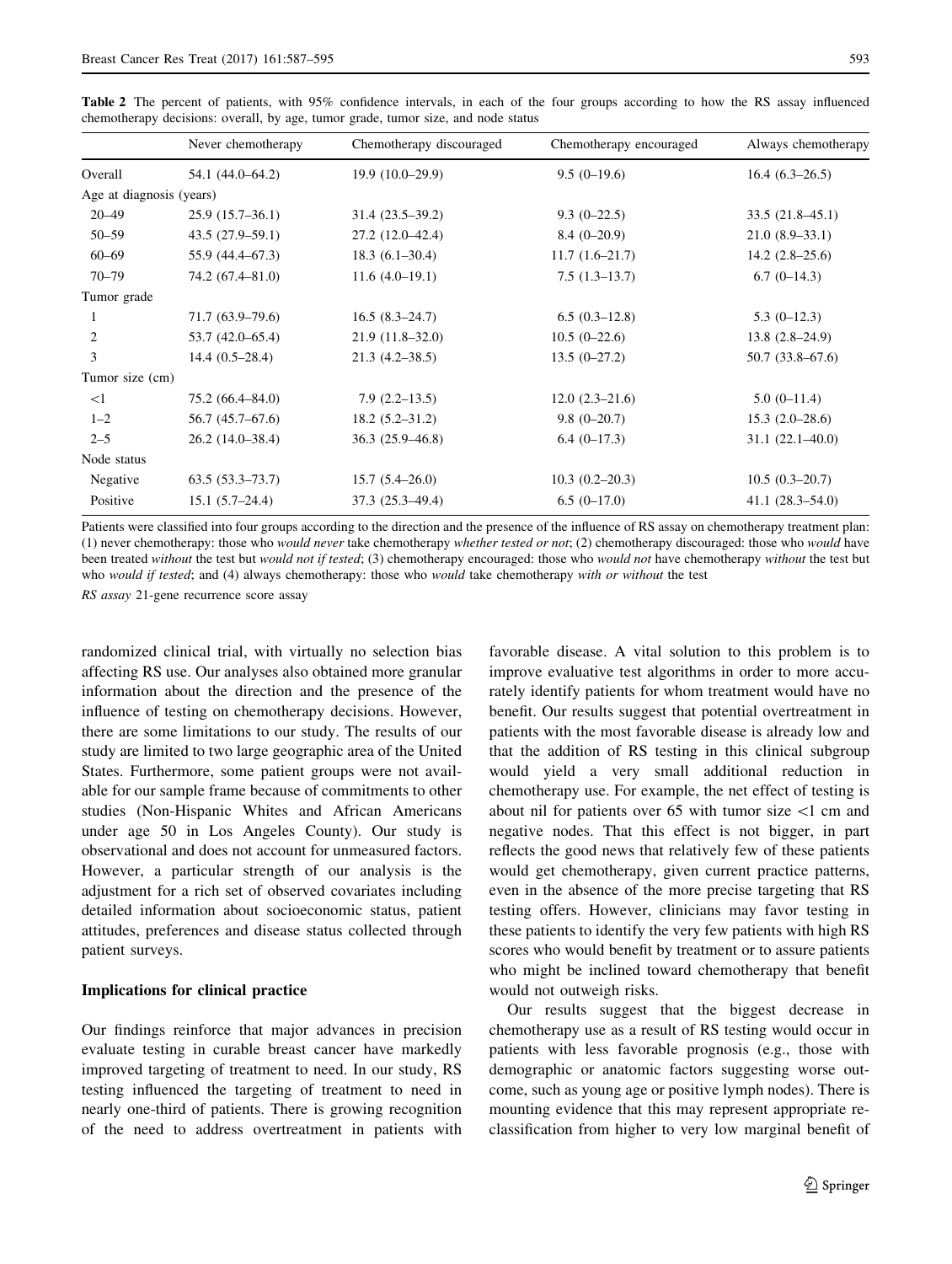**Table 2** The percent of patients, with 95% confidence intervals, in each of the four groups according to how the RS assay influenced chemotherapy decisions: overall, by age, tumor grade, tumor size, and node status

| | Never chemotherapy | Chemotherapy discouraged | Chemotherapy encouraged | Always chemotherapy |
|---|---|---|---|---|
| Overall | 54.1 (44.0–64.2) | 19.9 (10.0–29.9) | 9.5 (0–19.6) | 16.4 (6.3–26.5) |
| Age at diagnosis (years) | | | | |
| 20–49 | 25.9 (15.7–36.1) | 31.4 (23.5–39.2) | 9.3 (0–22.5) | 33.5 (21.8–45.1) |
| 50–59 | 43.5 (27.9–59.1) | 27.2 (12.0–42.4) | 8.4 (0–20.9) | 21.0 (8.9–33.1) |
| 60–69 | 55.9 (44.4–67.3) | 18.3 (6.1–30.4) | 11.7 (1.6–21.7) | 14.2 (2.8–25.6) |
| 70–79 | 74.2 (67.4–81.0) | 11.6 (4.0–19.1) | 7.5 (1.3–13.7) | 6.7 (0–14.3) |
| Tumor grade | | | | |
| 1 | 71.7 (63.9–79.6) | 16.5 (8.3–24.7) | 6.5 (0.3–12.8) | 5.3 (0–12.3) |
| 2 | 53.7 (42.0–65.4) | 21.9 (11.8–32.0) | 10.5 (0–22.6) | 13.8 (2.8–24.9) |
| 3 | 14.4 (0.5–28.4) | 21.3 (4.2–38.5) | 13.5 (0–27.2) | 50.7 (33.8–67.6) |
| Tumor size (cm) | | | | |
| <1 | 75.2 (66.4–84.0) | 7.9 (2.2–13.5) | 12.0 (2.3–21.6) | 5.0 (0–11.4) |
| 1–2 | 56.7 (45.7–67.6) | 18.2 (5.2–31.2) | 9.8 (0–20.7) | 15.3 (2.0–28.6) |
| 2–5 | 26.2 (14.0–38.4) | 36.3 (25.9–46.8) | 6.4 (0–17.3) | 31.1 (22.1–40.0) |
| Node status | | | | |
| Negative | 63.5 (53.3–73.7) | 15.7 (5.4–26.0) | 10.3 (0.2–20.3) | 10.5 (0.3–20.7) |
| Positive | 15.1 (5.7–24.4) | 37.3 (25.3–49.4) | 6.5 (0–17.0) | 41.1 (28.3–54.0) |

Patients were classified into four groups according to the direction and the presence of the influence of RS assay on chemotherapy treatment plan: (1) never chemotherapy: those who *would never* take chemotherapy *whether tested or not*; (2) chemotherapy discouraged: those who *would* have been treated *without* the test but *would not if tested*; (3) chemotherapy encouraged: those who *would not* have chemotherapy *without* the test but who *would if tested*; and (4) always chemotherapy: those who *would* take chemotherapy *with or without* the test

*RS assay* 21-gene recurrence score assay

randomized clinical trial, with virtually no selection bias affecting RS use. Our analyses also obtained more granular information about the direction and the presence of the influence of testing on chemotherapy decisions. However, there are some limitations to our study. The results of our study are limited to two large geographic area of the United States. Furthermore, some patient groups were not available for our sample frame because of commitments to other studies (Non-Hispanic Whites and African Americans under age 50 in Los Angeles County). Our study is observational and does not account for unmeasured factors. However, a particular strength of our analysis is the adjustment for a rich set of observed covariates including detailed information about socioeconomic status, patient attitudes, preferences and disease status collected through patient surveys.

### Implications for clinical practice

Our findings reinforce that major advances in precision evaluate testing in curable breast cancer have markedly improved targeting of treatment to need. In our study, RS testing influenced the targeting of treatment to need in nearly one-third of patients. There is growing recognition of the need to address overtreatment in patients with favorable disease. A vital solution to this problem is to improve evaluative test algorithms in order to more accurately identify patients for whom treatment would have no benefit. Our results suggest that potential overtreatment in patients with the most favorable disease is already low and that the addition of RS testing in this clinical subgroup would yield a very small additional reduction in chemotherapy use. For example, the net effect of testing is about nil for patients over 65 with tumor size <1 cm and negative nodes. That this effect is not bigger, in part reflects the good news that relatively few of these patients would get chemotherapy, given current practice patterns, even in the absence of the more precise targeting that RS testing offers. However, clinicians may favor testing in these patients to identify the very few patients with high RS scores who would benefit by treatment or to assure patients who might be inclined toward chemotherapy that benefit would not outweigh risks.

Our results suggest that the biggest decrease in chemotherapy use as a result of RS testing would occur in patients with less favorable prognosis (e.g., those with demographic or anatomic factors suggesting worse outcome, such as young age or positive lymph nodes). There is mounting evidence that this may represent appropriate re-classification from higher to very low marginal benefit of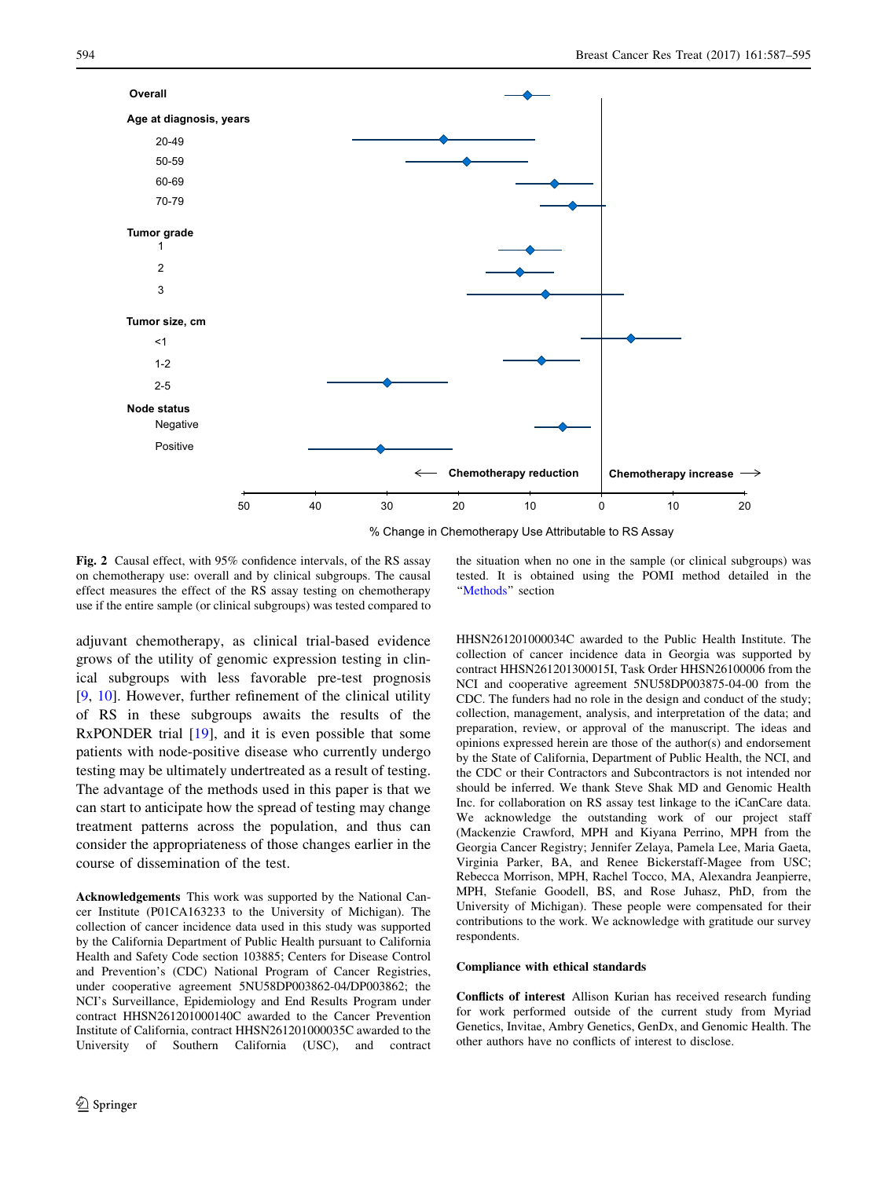Fig. 2 Causal effect, with 95% confidence intervals, of the RS assay on chemotherapy use: overall and by clinical subgroups. The causal effect measures the effect of the RS assay testing on chemotherapy use if the entire sample (or clinical subgroups) was tested compared to the situation when no one in the sample (or clinical subgroups) was tested. It is obtained using the POMI method detailed in the "Methods" section

adjuvant chemotherapy, as clinical trial-based evidence grows of the utility of genomic expression testing in clinical subgroups with less favorable pre-test prognosis [9, 10]. However, further refinement of the clinical utility of RS in these subgroups awaits the results of the RxPONDER trial [19], and it is even possible that some patients with node-positive disease who currently undergo testing may be ultimately undertreated as a result of testing. The advantage of the methods used in this paper is that we can start to anticipate how the spread of testing may change treatment patterns across the population, and thus can consider the appropriateness of those changes earlier in the course of dissemination of the test.

**Acknowledgements** This work was supported by the National Cancer Institute (P01CA163233 to the University of Michigan). The collection of cancer incidence data used in this study was supported by the California Department of Public Health pursuant to California Health and Safety Code section 103885; Centers for Disease Control and Prevention's (CDC) National Program of Cancer Registries, under cooperative agreement 5NU58DP003862-04/DP003862; the NCI's Surveillance, Epidemiology and End Results Program under contract HHSN261201000140C awarded to the Cancer Prevention Institute of California, contract HHSN261201000035C awarded to the University of Southern California (USC), and contract HHSN261201000034C awarded to the Public Health Institute. The collection of cancer incidence data in Georgia was supported by contract HHSN261201300015I, Task Order HHSN26100006 from the NCI and cooperative agreement 5NU58DP003875-04-00 from the CDC. The funders had no role in the design and conduct of the study; collection, management, analysis, and interpretation of the data; and preparation, review, or approval of the manuscript. The ideas and opinions expressed herein are those of the author(s) and endorsement by the State of California, Department of Public Health, the NCI, and the CDC or their Contractors and Subcontractors is not intended nor should be inferred. We thank Steve Shak MD and Genomic Health Inc. for collaboration on RS assay test linkage to the iCanCare data. We acknowledge the outstanding work of our project staff (Mackenzie Crawford, MPH and Kiyana Perrino, MPH from the Georgia Cancer Registry; Jennifer Zelaya, Pamela Lee, Maria Gaeta, Virginia Parker, BA, and Renee Bickerstaff-Magee from USC; Rebecca Morrison, MPH, Rachel Tocco, MA, Alexandra Jeanpierre, MPH, Stefanie Goodell, BS, and Rose Juhasz, PhD, from the University of Michigan). These people were compensated for their contributions to the work. We acknowledge with gratitude our survey respondents.

## Compliance with ethical standards

**Conflicts of interest** Allison Kurian has received research funding for work performed outside of the current study from Myriad Genetics, Invitae, Ambry Genetics, GenDx, and Genomic Health. The other authors have no conflicts of interest to disclose.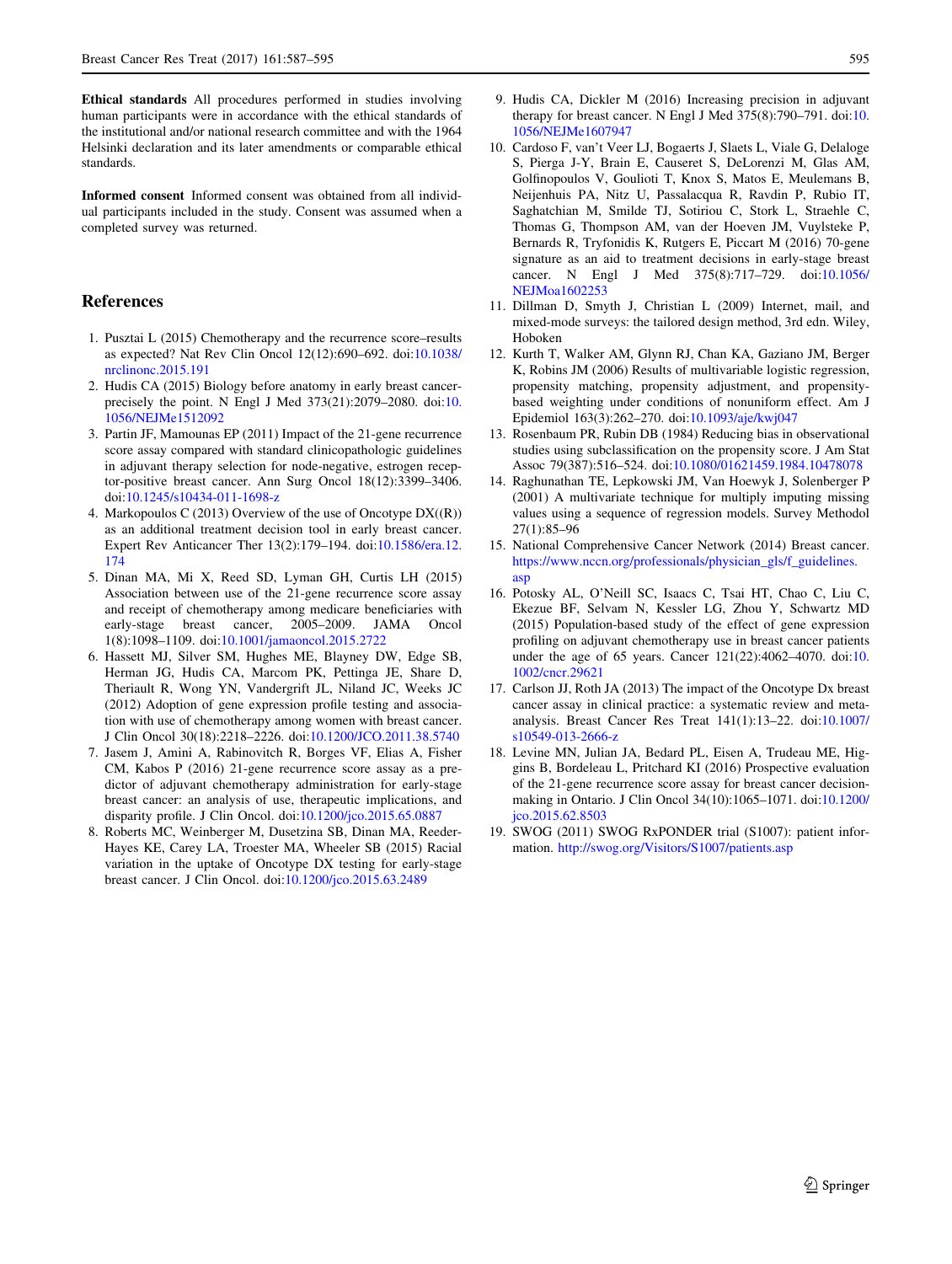**Ethical standards** All procedures performed in studies involving human participants were in accordance with the ethical standards of the institutional and/or national research committee and with the 1964 Helsinki declaration and its later amendments or comparable ethical standards.

**Informed consent** Informed consent was obtained from all individual participants included in the study. Consent was assumed when a completed survey was returned.

## References

1. Pusztai L (2015) Chemotherapy and the recurrence score–results as expected? Nat Rev Clin Oncol 12(12):690–692. doi:10.1038/nrclinonc.2015.191
2. Hudis CA (2015) Biology before anatomy in early breast cancer-precisely the point. N Engl J Med 373(21):2079–2080. doi:10.1056/NEJMe1512092
3. Partin JF, Mamounas EP (2011) Impact of the 21-gene recurrence score assay compared with standard clinicopathologic guidelines in adjuvant therapy selection for node-negative, estrogen receptor-positive breast cancer. Ann Surg Oncol 18(12):3399–3406. doi:10.1245/s10434-011-1698-z
4. Markopoulos C (2013) Overview of the use of Oncotype DX((R)) as an additional treatment decision tool in early breast cancer. Expert Rev Anticancer Ther 13(2):179–194. doi:10.1586/era.12.174
5. Dinan MA, Mi X, Reed SD, Lyman GH, Curtis LH (2015) Association between use of the 21-gene recurrence score assay and receipt of chemotherapy among medicare beneficiaries with early-stage breast cancer, 2005–2009. JAMA Oncol 1(8):1098–1109. doi:10.1001/jamaoncol.2015.2722
6. Hassett MJ, Silver SM, Hughes ME, Blayney DW, Edge SB, Herman JG, Hudis CA, Marcom PK, Pettinga JE, Share D, Theriault R, Wong YN, Vandergrift JL, Niland JC, Weeks JC (2012) Adoption of gene expression profile testing and association with use of chemotherapy among women with breast cancer. J Clin Oncol 30(18):2218–2226. doi:10.1200/JCO.2011.38.5740
7. Jasem J, Amini A, Rabinovitch R, Borges VF, Elias A, Fisher CM, Kabos P (2016) 21-gene recurrence score assay as a predictor of adjuvant chemotherapy administration for early-stage breast cancer: an analysis of use, therapeutic implications, and disparity profile. J Clin Oncol. doi:10.1200/jco.2015.65.0887
8. Roberts MC, Weinberger M, Dusetzina SB, Dinan MA, Reeder-Hayes KE, Carey LA, Troester MA, Wheeler SB (2015) Racial variation in the uptake of Oncotype DX testing for early-stage breast cancer. J Clin Oncol. doi:10.1200/jco.2015.63.2489
9. Hudis CA, Dickler M (2016) Increasing precision in adjuvant therapy for breast cancer. N Engl J Med 375(8):790–791. doi:10.1056/NEJMe1607947
10. Cardoso F, van't Veer LJ, Bogaerts J, Slaets L, Viale G, Delaloge S, Pierga J-Y, Brain E, Causeret S, DeLorenzi M, Glas AM, Golfinopoulos V, Goulioti T, Knox S, Matos E, Meulemans B, Neijenhuis PA, Nitz U, Passalacqua R, Ravdin P, Rubio IT, Saghatchian M, Smilde TJ, Sotiriou C, Stork L, Straehle C, Thomas G, Thompson AM, van der Hoeven JM, Vuylsteke P, Bernards R, Tryfonidis K, Rutgers E, Piccart M (2016) 70-gene signature as an aid to treatment decisions in early-stage breast cancer. N Engl J Med 375(8):717–729. doi:10.1056/NEJMoa1602253
11. Dillman D, Smyth J, Christian L (2009) Internet, mail, and mixed-mode surveys: the tailored design method, 3rd edn. Wiley, Hoboken
12. Kurth T, Walker AM, Glynn RJ, Chan KA, Gaziano JM, Berger K, Robins JM (2006) Results of multivariable logistic regression, propensity matching, propensity adjustment, and propensity-based weighting under conditions of nonuniform effect. Am J Epidemiol 163(3):262–270. doi:10.1093/aje/kwj047
13. Rosenbaum PR, Rubin DB (1984) Reducing bias in observational studies using subclassification on the propensity score. J Am Stat Assoc 79(387):516–524. doi:10.1080/01621459.1984.10478078
14. Raghunathan TE, Lepkowski JM, Van Hoewyk J, Solenberger P (2001) A multivariate technique for multiply imputing missing values using a sequence of regression models. Survey Methodol 27(1):85–96
15. National Comprehensive Cancer Network (2014) Breast cancer. https://www.nccn.org/professionals/physician_gls/f_guidelines.asp
16. Potosky AL, O'Neill SC, Isaacs C, Tsai HT, Chao C, Liu C, Ekezue BF, Selvam N, Kessler LG, Zhou Y, Schwartz MD (2015) Population-based study of the effect of gene expression profiling on adjuvant chemotherapy use in breast cancer patients under the age of 65 years. Cancer 121(22):4062–4070. doi:10.1002/cncr.29621
17. Carlson JJ, Roth JA (2013) The impact of the Oncotype Dx breast cancer assay in clinical practice: a systematic review and meta-analysis. Breast Cancer Res Treat 141(1):13–22. doi:10.1007/s10549-013-2666-z
18. Levine MN, Julian JA, Bedard PL, Eisen A, Trudeau ME, Higgins B, Bordeleau L, Pritchard KI (2016) Prospective evaluation of the 21-gene recurrence score assay for breast cancer decision-making in Ontario. J Clin Oncol 34(10):1065–1071. doi:10.1200/jco.2015.62.8503
19. SWOG (2011) SWOG RxPONDER trial (S1007): patient information. http://swog.org/Visitors/S1007/patients.asp